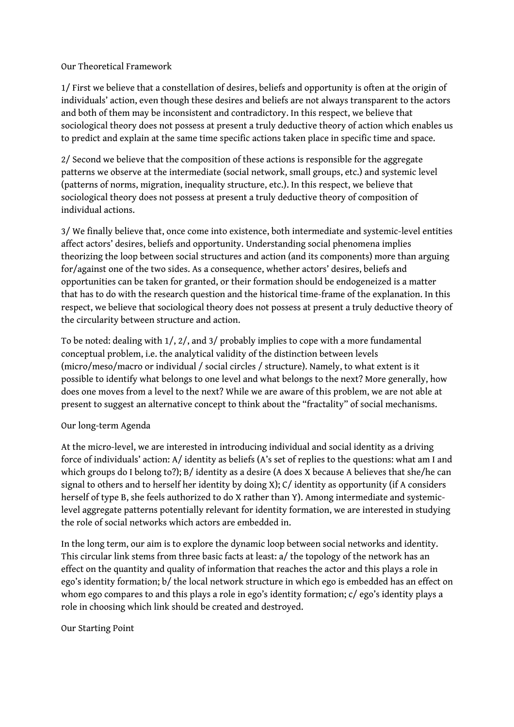## Our Theoretical Framework

1/ First we believe that a constellation of desires, beliefs and opportunity is often at the origin of individuals' action, even though these desires and beliefs are not always transparent to the actors and both of them may be inconsistent and contradictory. In this respect, we believe that sociological theory does not possess at present a truly deductive theory of action which enables us to predict and explain at the same time specific actions taken place in specific time and space.

2/ Second we believe that the composition of these actions is responsible for the aggregate patterns we observe at the intermediate (social network, small groups, etc.) and systemic level (patterns of norms, migration, inequality structure, etc.). In this respect, we believe that sociological theory does not possess at present a truly deductive theory of composition of individual actions.

3/ We finally believe that, once come into existence, both intermediate and systemic-level entities affect actors' desires, beliefs and opportunity. Understanding social phenomena implies theorizing the loop between social structures and action (and its components) more than arguing for/against one of the two sides. As a consequence, whether actors' desires, beliefs and opportunities can be taken for granted, or their formation should be endogeneized is a matter that has to do with the research question and the historical time-frame of the explanation. In this respect, we believe that sociological theory does not possess at present a truly deductive theory of the circularity between structure and action.

To be noted: dealing with 1/, 2/, and 3/ probably implies to cope with a more fundamental conceptual problem, i.e. the analytical validity of the distinction between levels (micro/meso/macro or individual / social circles / structure). Namely, to what extent is it possible to identify what belongs to one level and what belongs to the next? More generally, how does one moves from a level to the next? While we are aware of this problem, we are not able at present to suggest an alternative concept to think about the "fractality" of social mechanisms.

## Our long-term Agenda

At the micro-level, we are interested in introducing individual and social identity as a driving force of individuals' action: A/ identity as beliefs (A's set of replies to the questions: what am I and which groups do I belong to?); B/ identity as a desire (A does X because A believes that she/he can signal to others and to herself her identity by doing X); C/ identity as opportunity (if A considers herself of type B, she feels authorized to do X rather than Y). Among intermediate and systemic-level aggregate patterns potentially relevant for identity formation, we are interested in studying the role of social networks which actors are embedded in.

In the long term, our aim is to explore the dynamic loop between social networks and identity. This circular link stems from three basic facts at least: a/ the topology of the network has an effect on the quantity and quality of information that reaches the actor and this plays a role in ego's identity formation; b/ the local network structure in which ego is embedded has an effect on whom ego compares to and this plays a role in ego's identity formation; c/ ego's identity plays a role in choosing which link should be created and destroyed.

## Our Starting Point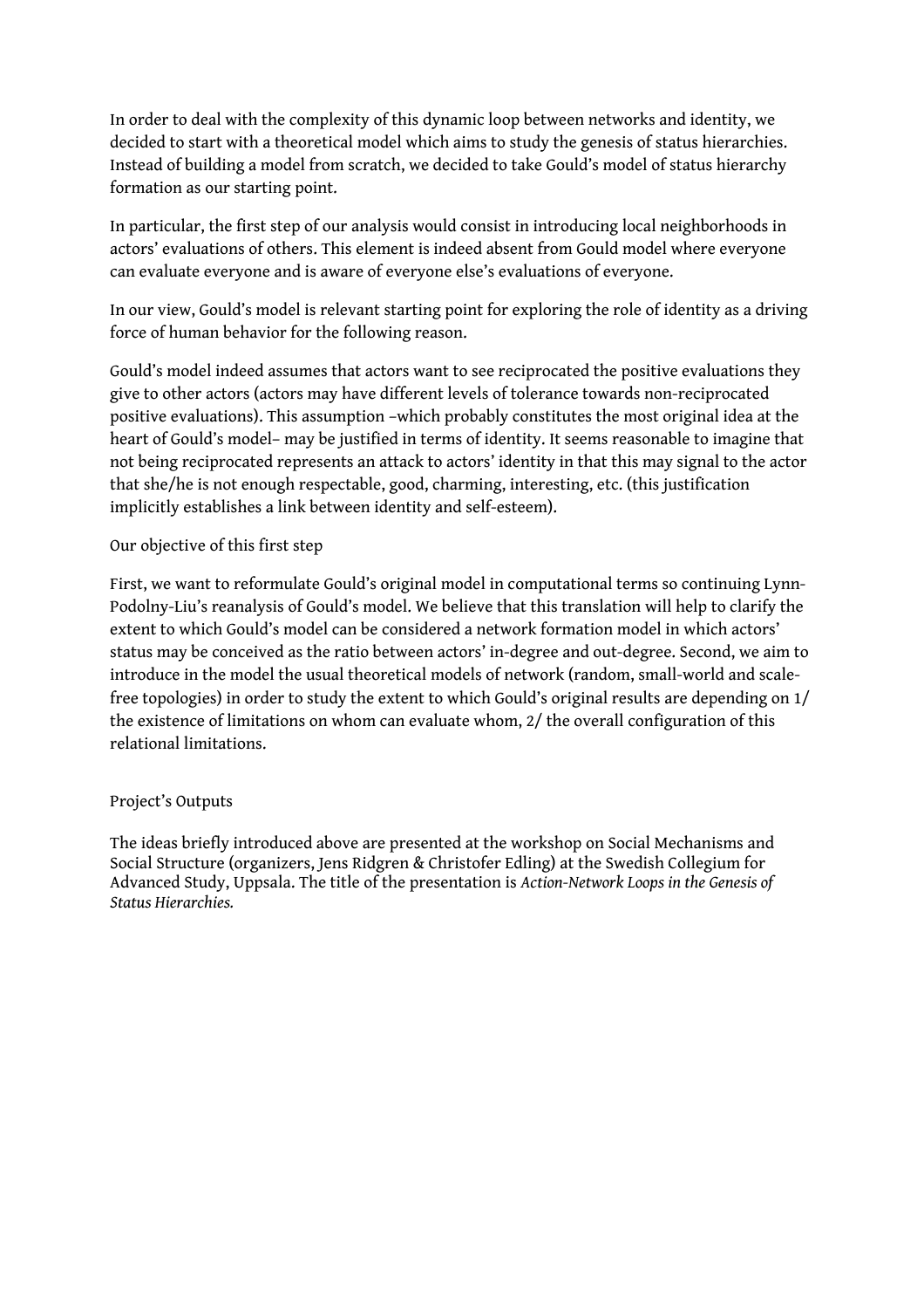In order to deal with the complexity of this dynamic loop between networks and identity, we decided to start with a theoretical model which aims to study the genesis of status hierarchies. Instead of building a model from scratch, we decided to take Gould's model of status hierarchy formation as our starting point.

In particular, the first step of our analysis would consist in introducing local neighborhoods in actors' evaluations of others. This element is indeed absent from Gould model where everyone can evaluate everyone and is aware of everyone else's evaluations of everyone.

In our view, Gould's model is relevant starting point for exploring the role of identity as a driving force of human behavior for the following reason.

Gould's model indeed assumes that actors want to see reciprocated the positive evaluations they give to other actors (actors may have different levels of tolerance towards non-reciprocated positive evaluations). This assumption –which probably constitutes the most original idea at the heart of Gould's model– may be justified in terms of identity. It seems reasonable to imagine that not being reciprocated represents an attack to actors' identity in that this may signal to the actor that she/he is not enough respectable, good, charming, interesting, etc. (this justification implicitly establishes a link between identity and self-esteem).

Our objective of this first step

First, we want to reformulate Gould's original model in computational terms so continuing Lynn-Podolny-Liu's reanalysis of Gould's model. We believe that this translation will help to clarify the extent to which Gould's model can be considered a network formation model in which actors' status may be conceived as the ratio between actors' in-degree and out-degree. Second, we aim to introduce in the model the usual theoretical models of network (random, small-world and scale-free topologies) in order to study the extent to which Gould's original results are depending on 1/ the existence of limitations on whom can evaluate whom, 2/ the overall configuration of this relational limitations.

Project's Outputs

The ideas briefly introduced above are presented at the workshop on Social Mechanisms and Social Structure (organizers, Jens Ridgren & Christofer Edling) at the Swedish Collegium for Advanced Study, Uppsala. The title of the presentation is *Action-Network Loops in the Genesis of Status Hierarchies.*